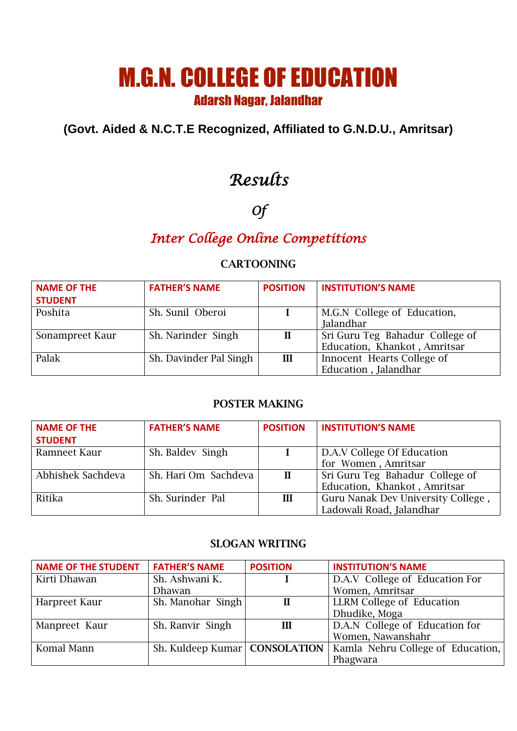# M.G.N. COLLEGE OF EDUCATION

## Adarsh Nagar, Jalandhar

**(Govt. Aided & N.C.T.E Recognized, Affiliated to G.N.D.U., Amritsar)**

## *Results*

## *Of*

## *Inter College Online Competitions*

### CARTOONING

| NAME OF THE STUDENT | FATHER'S NAME | POSITION | INSTITUTION'S NAME |
|---|---|---|---|
| Poshita | Sh. Sunil Oberoi | I | M.G.N College of Education, Jalandhar |
| Sonampreet Kaur | Sh. Narinder Singh | II | Sri Guru Teg Bahadur College of Education, Khankot , Amritsar |
| Palak | Sh. Davinder Pal Singh | III | Innocent Hearts College of Education , Jalandhar |

### POSTER MAKING

| NAME OF THE STUDENT | FATHER'S NAME | POSITION | INSTITUTION'S NAME |
|---|---|---|---|
| Ramneet Kaur | Sh. Baldev Singh | I | D.A.V College Of Education for Women , Amritsar |
| Abhishek Sachdeva | Sh. Hari Om Sachdeva | II | Sri Guru Teg Bahadur College of Education, Khankot , Amritsar |
| Ritika | Sh. Surinder Pal | III | Guru Nanak Dev University College , Ladowali Road, Jalandhar |

### SLOGAN WRITING

| NAME OF THE STUDENT | FATHER'S NAME | POSITION | INSTITUTION'S NAME |
|---|---|---|---|
| Kirti Dhawan | Sh. Ashwani K. Dhawan | I | D.A.V College of Education For Women, Amritsar |
| Harpreet Kaur | Sh. Manohar Singh | II | LLRM College of Education Dhudike, Moga |
| Manpreet Kaur | Sh. Ranvir Singh | III | D.A.N College of Education for Women, Nawanshahr |
| Komal Mann | Sh. Kuldeep Kumar | CONSOLATION | Kamla Nehru College of Education, Phagwara |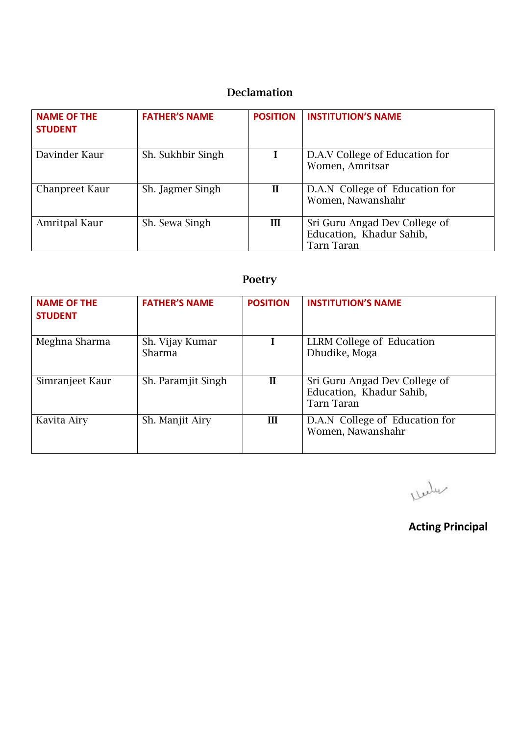## Declamation

| NAME OF THE STUDENT | FATHER'S NAME | POSITION | INSTITUTION'S NAME |
|---|---|---|---|
| Davinder Kaur | Sh. Sukhbir Singh | I | D.A.V College of Education for Women, Amritsar |
| Chanpreet Kaur | Sh. Jagmer Singh | II | D.A.N College of Education for Women, Nawanshahr |
| Amritpal Kaur | Sh. Sewa Singh | III | Sri Guru Angad Dev College of Education, Khadur Sahib, Tarn Taran |

## Poetry

| NAME OF THE STUDENT | FATHER'S NAME | POSITION | INSTITUTION'S NAME |
|---|---|---|---|
| Meghna Sharma | Sh. Vijay Kumar Sharma | I | LLRM College of Education Dhudike, Moga |
| Simranjeet Kaur | Sh. Paramjit Singh | II | Sri Guru Angad Dev College of Education, Khadur Sahib, Tarn Taran |
| Kavita Airy | Sh. Manjit Airy | III | D.A.N College of Education for Women, Nawanshahr |

**Acting Principal**